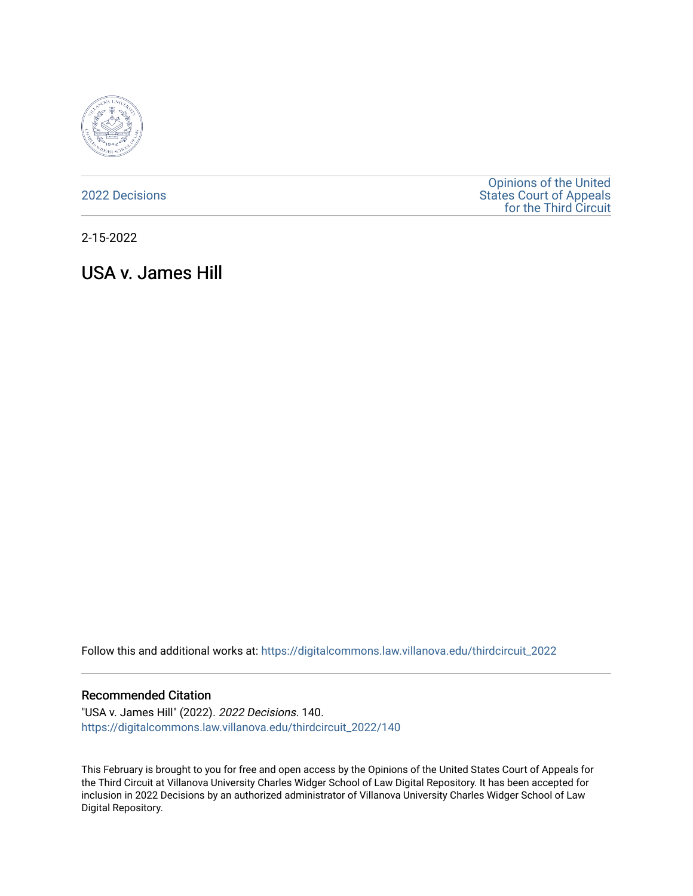2022 Decisions

Opinions of the United States Court of Appeals for the Third Circuit

2-15-2022

# USA v. James Hill

Follow this and additional works at: https://digitalcommons.law.villanova.edu/thirdcircuit_2022

## Recommended Citation

"USA v. James Hill" (2022). *2022 Decisions*. 140.
https://digitalcommons.law.villanova.edu/thirdcircuit_2022/140

This February is brought to you for free and open access by the Opinions of the United States Court of Appeals for the Third Circuit at Villanova University Charles Widger School of Law Digital Repository. It has been accepted for inclusion in 2022 Decisions by an authorized administrator of Villanova University Charles Widger School of Law Digital Repository.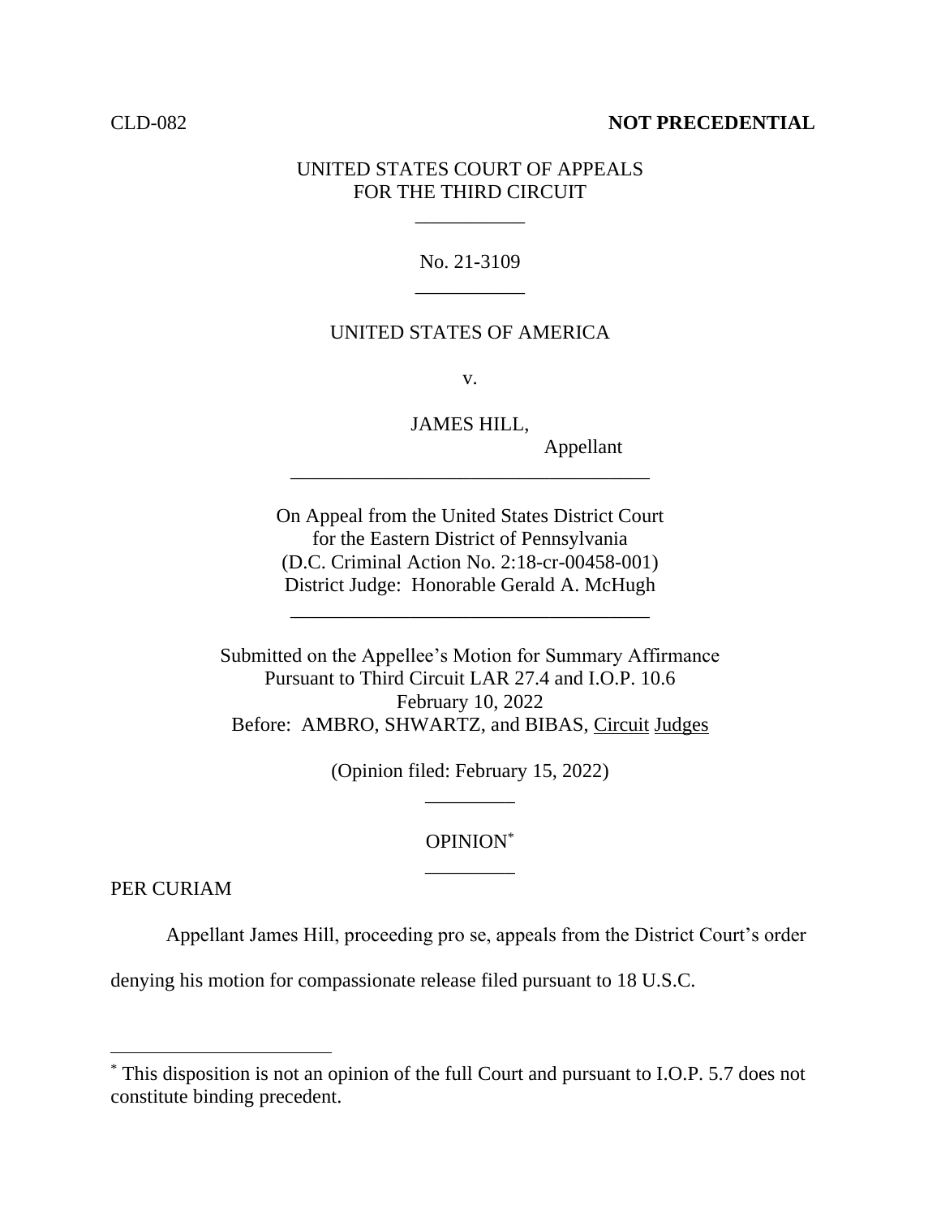CLD-082 **NOT PRECEDENTIAL**

UNITED STATES COURT OF APPEALS
FOR THE THIRD CIRCUIT

\_\_\_\_\_\_\_\_\_\_\_

No. 21-3109

\_\_\_\_\_\_\_\_\_\_\_

UNITED STATES OF AMERICA

v.

JAMES HILL,
Appellant

\_\_\_\_\_\_\_\_\_\_\_\_\_\_\_\_\_\_\_\_\_\_\_\_\_\_\_\_\_\_\_\_\_\_\_\_

On Appeal from the United States District Court
for the Eastern District of Pennsylvania
(D.C. Criminal Action No. 2:18-cr-00458-001)
District Judge: Honorable Gerald A. McHugh

\_\_\_\_\_\_\_\_\_\_\_\_\_\_\_\_\_\_\_\_\_\_\_\_\_\_\_\_\_\_\_\_\_\_\_\_

Submitted on the Appellee's Motion for Summary Affirmance
Pursuant to Third Circuit LAR 27.4 and I.O.P. 10.6
February 10, 2022
Before: AMBRO, SHWARTZ, and BIBAS, Circuit Judges

(Opinion filed: February 15, 2022)

\_\_\_\_\_\_\_\_\_

OPINION*

\_\_\_\_\_\_\_\_\_

PER CURIAM

Appellant James Hill, proceeding pro se, appeals from the District Court's order denying his motion for compassionate release filed pursuant to 18 U.S.C.

---

* This disposition is not an opinion of the full Court and pursuant to I.O.P. 5.7 does not constitute binding precedent.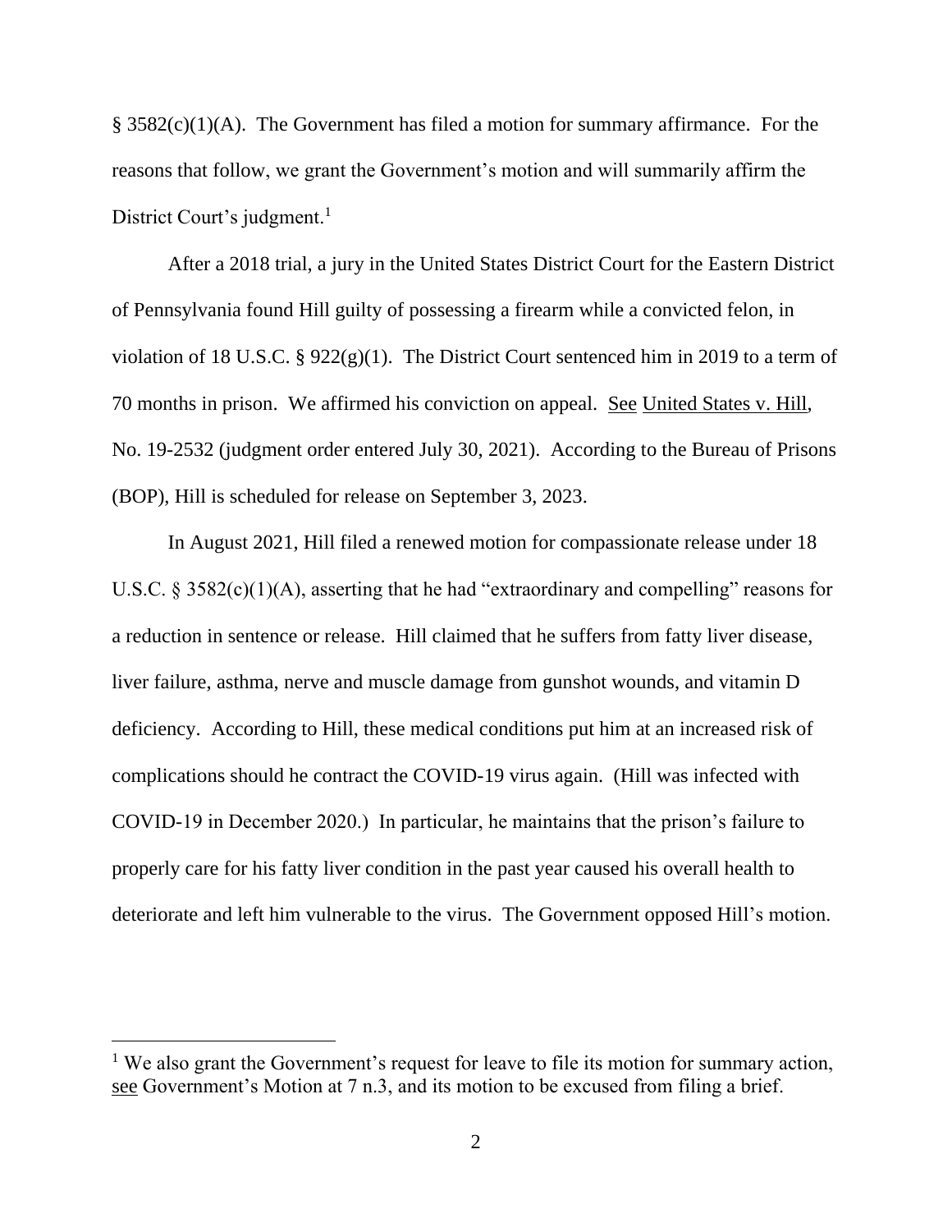§ 3582(c)(1)(A). The Government has filed a motion for summary affirmance. For the reasons that follow, we grant the Government's motion and will summarily affirm the District Court's judgment.[1]

After a 2018 trial, a jury in the United States District Court for the Eastern District of Pennsylvania found Hill guilty of possessing a firearm while a convicted felon, in violation of 18 U.S.C. § 922(g)(1). The District Court sentenced him in 2019 to a term of 70 months in prison. We affirmed his conviction on appeal. See United States v. Hill, No. 19-2532 (judgment order entered July 30, 2021). According to the Bureau of Prisons (BOP), Hill is scheduled for release on September 3, 2023.

In August 2021, Hill filed a renewed motion for compassionate release under 18 U.S.C. § 3582(c)(1)(A), asserting that he had "extraordinary and compelling" reasons for a reduction in sentence or release. Hill claimed that he suffers from fatty liver disease, liver failure, asthma, nerve and muscle damage from gunshot wounds, and vitamin D deficiency. According to Hill, these medical conditions put him at an increased risk of complications should he contract the COVID-19 virus again. (Hill was infected with COVID-19 in December 2020.) In particular, he maintains that the prison's failure to properly care for his fatty liver condition in the past year caused his overall health to deteriorate and left him vulnerable to the virus. The Government opposed Hill's motion.

---

[1] We also grant the Government's request for leave to file its motion for summary action, see Government's Motion at 7 n.3, and its motion to be excused from filing a brief.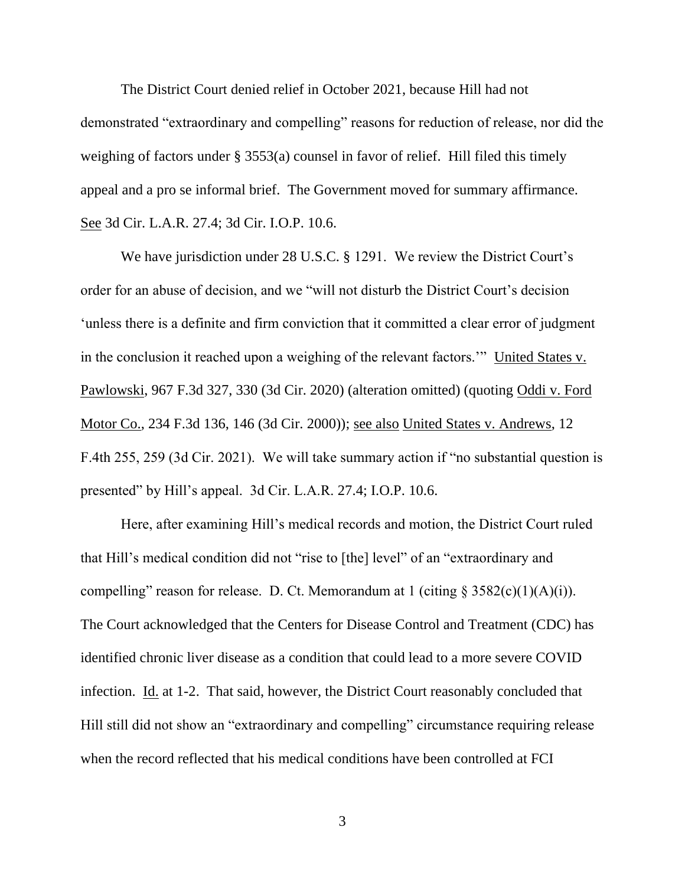The District Court denied relief in October 2021, because Hill had not demonstrated "extraordinary and compelling" reasons for reduction of release, nor did the weighing of factors under § 3553(a) counsel in favor of relief. Hill filed this timely appeal and a pro se informal brief. The Government moved for summary affirmance. See 3d Cir. L.A.R. 27.4; 3d Cir. I.O.P. 10.6.

We have jurisdiction under 28 U.S.C. § 1291. We review the District Court's order for an abuse of decision, and we "will not disturb the District Court's decision 'unless there is a definite and firm conviction that it committed a clear error of judgment in the conclusion it reached upon a weighing of the relevant factors.'" United States v. Pawlowski, 967 F.3d 327, 330 (3d Cir. 2020) (alteration omitted) (quoting Oddi v. Ford Motor Co., 234 F.3d 136, 146 (3d Cir. 2000)); see also United States v. Andrews, 12 F.4th 255, 259 (3d Cir. 2021). We will take summary action if "no substantial question is presented" by Hill's appeal. 3d Cir. L.A.R. 27.4; I.O.P. 10.6.

Here, after examining Hill's medical records and motion, the District Court ruled that Hill's medical condition did not "rise to [the] level" of an "extraordinary and compelling" reason for release. D. Ct. Memorandum at 1 (citing § 3582(c)(1)(A)(i)). The Court acknowledged that the Centers for Disease Control and Treatment (CDC) has identified chronic liver disease as a condition that could lead to a more severe COVID infection. Id. at 1-2. That said, however, the District Court reasonably concluded that Hill still did not show an "extraordinary and compelling" circumstance requiring release when the record reflected that his medical conditions have been controlled at FCI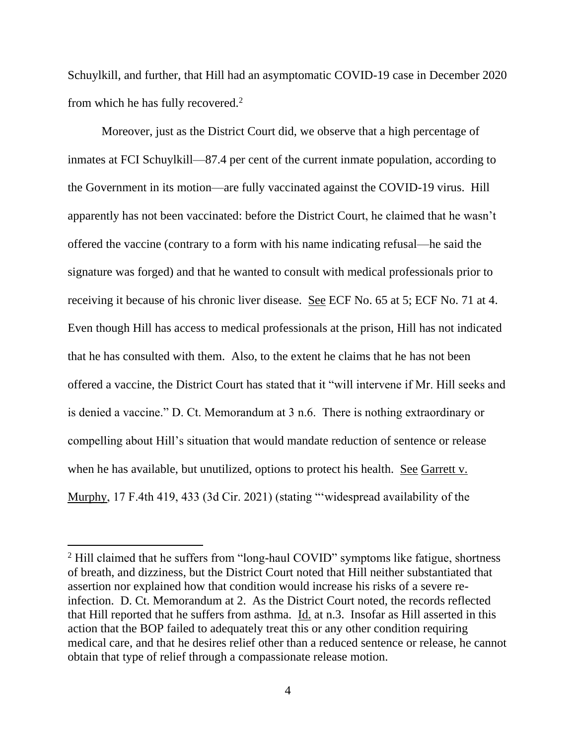Schuylkill, and further, that Hill had an asymptomatic COVID-19 case in December 2020 from which he has fully recovered.[2]

Moreover, just as the District Court did, we observe that a high percentage of inmates at FCI Schuylkill—87.4 per cent of the current inmate population, according to the Government in its motion—are fully vaccinated against the COVID-19 virus. Hill apparently has not been vaccinated: before the District Court, he claimed that he wasn't offered the vaccine (contrary to a form with his name indicating refusal—he said the signature was forged) and that he wanted to consult with medical professionals prior to receiving it because of his chronic liver disease. See ECF No. 65 at 5; ECF No. 71 at 4. Even though Hill has access to medical professionals at the prison, Hill has not indicated that he has consulted with them. Also, to the extent he claims that he has not been offered a vaccine, the District Court has stated that it "will intervene if Mr. Hill seeks and is denied a vaccine." D. Ct. Memorandum at 3 n.6. There is nothing extraordinary or compelling about Hill's situation that would mandate reduction of sentence or release when he has available, but unutilized, options to protect his health. See Garrett v. Murphy, 17 F.4th 419, 433 (3d Cir. 2021) (stating "'widespread availability of the

[2] Hill claimed that he suffers from "long-haul COVID" symptoms like fatigue, shortness of breath, and dizziness, but the District Court noted that Hill neither substantiated that assertion nor explained how that condition would increase his risks of a severe re-infection. D. Ct. Memorandum at 2. As the District Court noted, the records reflected that Hill reported that he suffers from asthma. Id. at n.3. Insofar as Hill asserted in this action that the BOP failed to adequately treat this or any other condition requiring medical care, and that he desires relief other than a reduced sentence or release, he cannot obtain that type of relief through a compassionate release motion.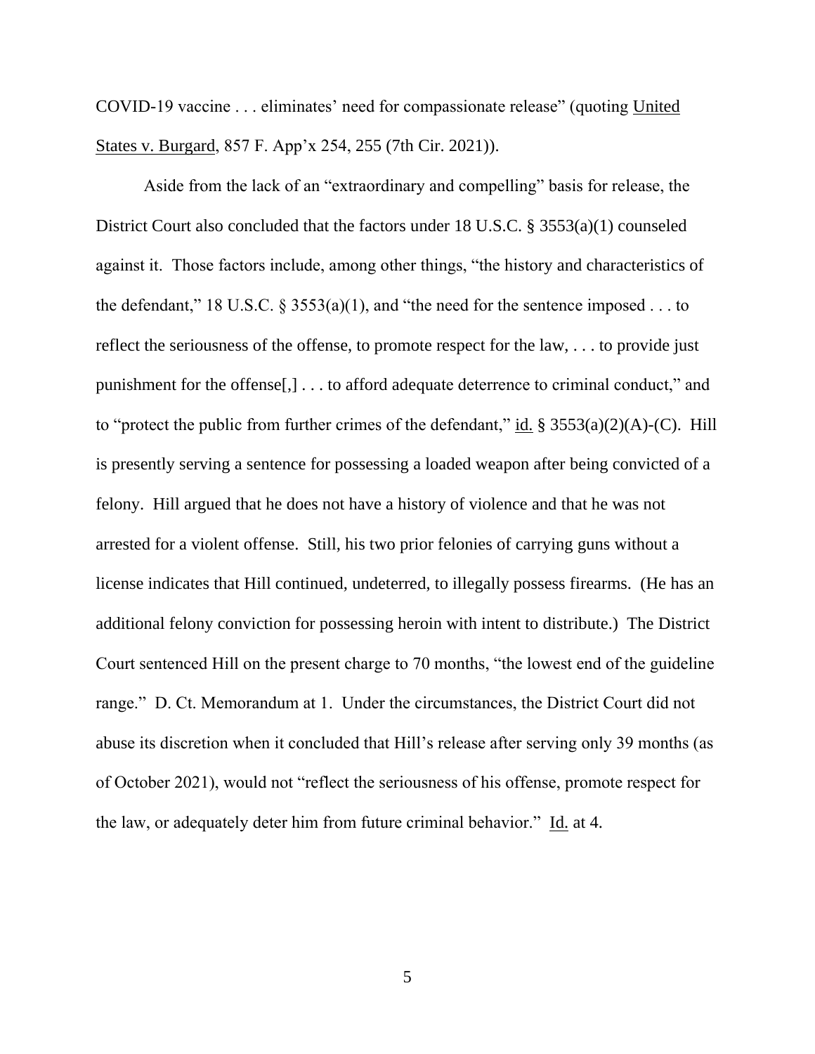COVID-19 vaccine . . . eliminates' need for compassionate release" (quoting United States v. Burgard, 857 F. App'x 254, 255 (7th Cir. 2021)).

Aside from the lack of an "extraordinary and compelling" basis for release, the District Court also concluded that the factors under 18 U.S.C. § 3553(a)(1) counseled against it. Those factors include, among other things, "the history and characteristics of the defendant," 18 U.S.C. § 3553(a)(1), and "the need for the sentence imposed . . . to reflect the seriousness of the offense, to promote respect for the law, . . . to provide just punishment for the offense[,] . . . to afford adequate deterrence to criminal conduct," and to "protect the public from further crimes of the defendant," id. § 3553(a)(2)(A)-(C). Hill is presently serving a sentence for possessing a loaded weapon after being convicted of a felony. Hill argued that he does not have a history of violence and that he was not arrested for a violent offense. Still, his two prior felonies of carrying guns without a license indicates that Hill continued, undeterred, to illegally possess firearms. (He has an additional felony conviction for possessing heroin with intent to distribute.) The District Court sentenced Hill on the present charge to 70 months, "the lowest end of the guideline range." D. Ct. Memorandum at 1. Under the circumstances, the District Court did not abuse its discretion when it concluded that Hill's release after serving only 39 months (as of October 2021), would not "reflect the seriousness of his offense, promote respect for the law, or adequately deter him from future criminal behavior." Id. at 4.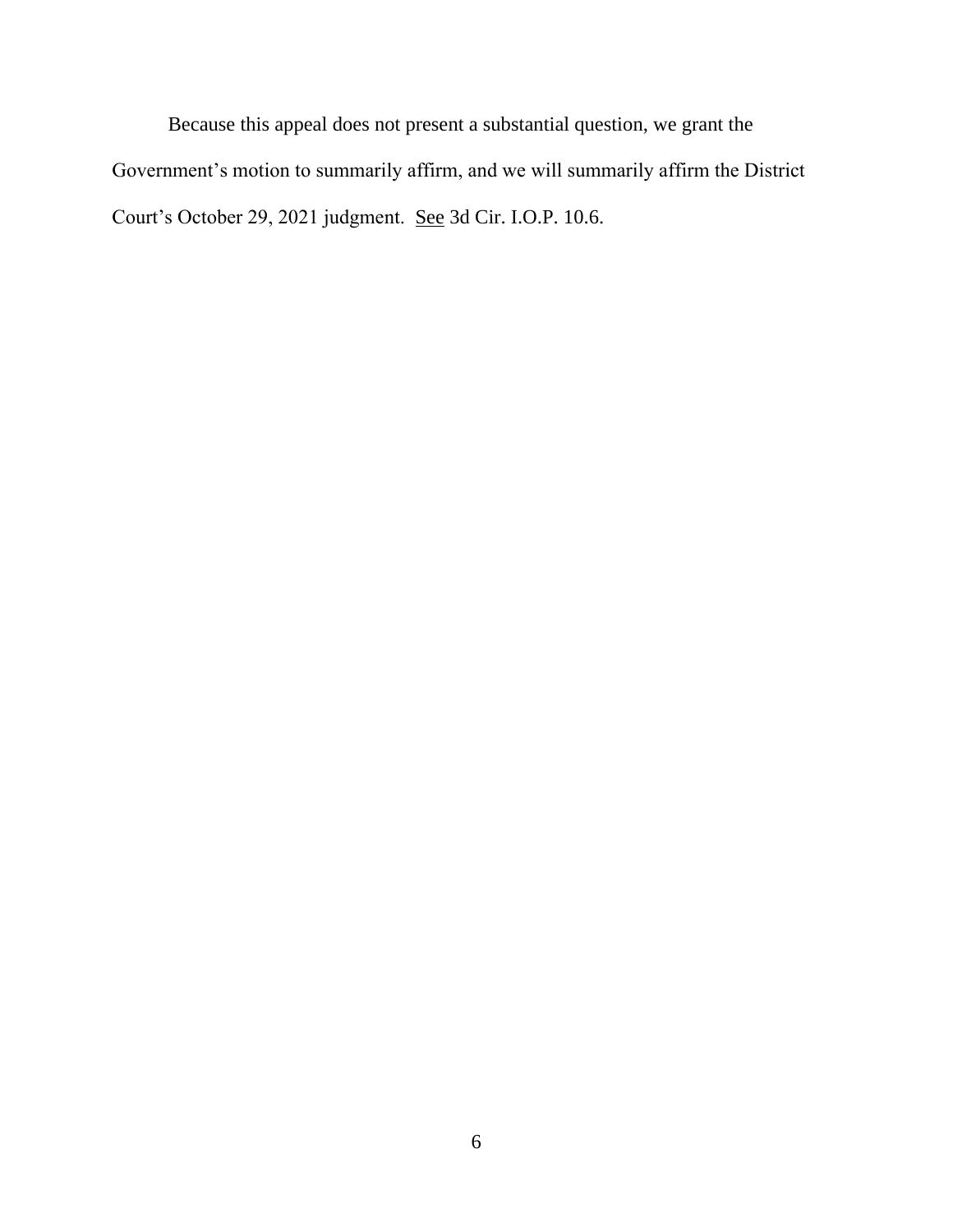Because this appeal does not present a substantial question, we grant the Government's motion to summarily affirm, and we will summarily affirm the District Court's October 29, 2021 judgment. See 3d Cir. I.O.P. 10.6.